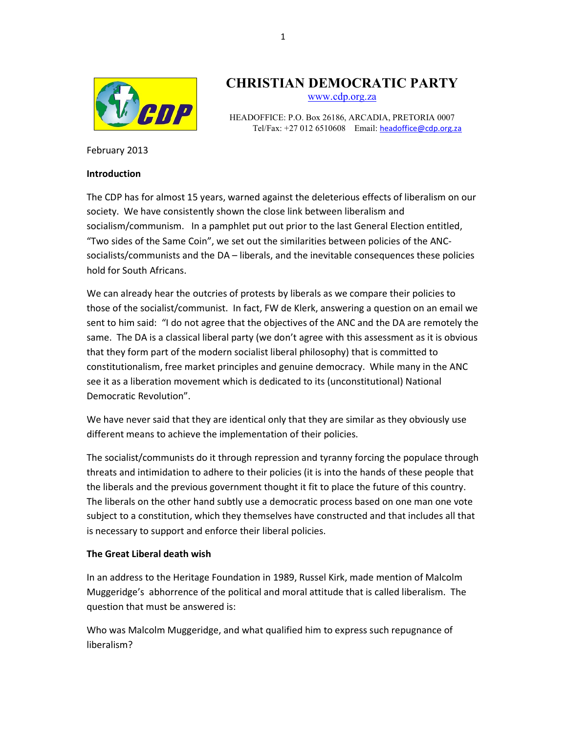# CHRISTIAN DEMOCRATIC PARTY

www.cdp.org.za

HEADOFFICE: P.O. Box 26186, ARCADIA, PRETORIA 0007
Tel/Fax: +27 012 6510608 Email: headoffice@cdp.org.za

February 2013

**Introduction**

The CDP has for almost 15 years, warned against the deleterious effects of liberalism on our society. We have consistently shown the close link between liberalism and socialism/communism. In a pamphlet put out prior to the last General Election entitled, "Two sides of the Same Coin", we set out the similarities between policies of the ANC-socialists/communists and the DA – liberals, and the inevitable consequences these policies hold for South Africans.

We can already hear the outcries of protests by liberals as we compare their policies to those of the socialist/communist. In fact, FW de Klerk, answering a question on an email we sent to him said: "I do not agree that the objectives of the ANC and the DA are remotely the same. The DA is a classical liberal party (we don't agree with this assessment as it is obvious that they form part of the modern socialist liberal philosophy) that is committed to constitutionalism, free market principles and genuine democracy. While many in the ANC see it as a liberation movement which is dedicated to its (unconstitutional) National Democratic Revolution".

We have never said that they are identical only that they are similar as they obviously use different means to achieve the implementation of their policies.

The socialist/communists do it through repression and tyranny forcing the populace through threats and intimidation to adhere to their policies (it is into the hands of these people that the liberals and the previous government thought it fit to place the future of this country. The liberals on the other hand subtly use a democratic process based on one man one vote subject to a constitution, which they themselves have constructed and that includes all that is necessary to support and enforce their liberal policies.

**The Great Liberal death wish**

In an address to the Heritage Foundation in 1989, Russel Kirk, made mention of Malcolm Muggeridge's abhorrence of the political and moral attitude that is called liberalism. The question that must be answered is:

Who was Malcolm Muggeridge, and what qualified him to express such repugnance of liberalism?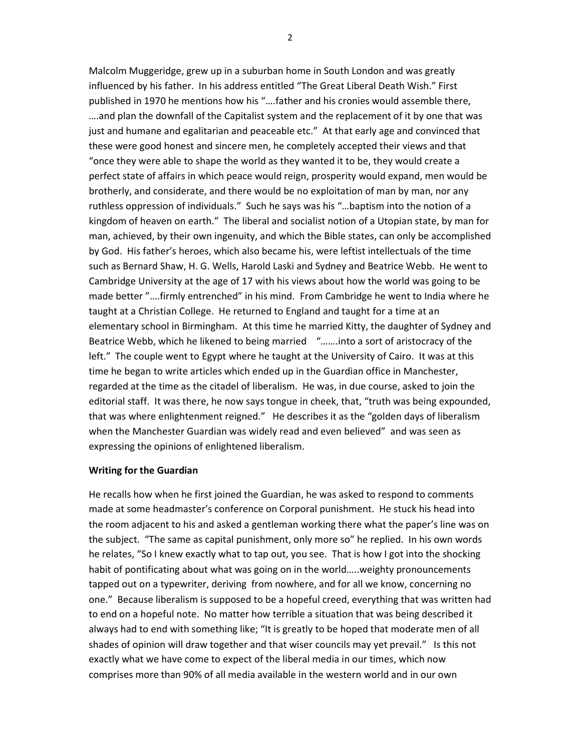Malcolm Muggeridge, grew up in a suburban home in South London and was greatly influenced by his father. In his address entitled "The Great Liberal Death Wish." First published in 1970 he mentions how his "….father and his cronies would assemble there, ….and plan the downfall of the Capitalist system and the replacement of it by one that was just and humane and egalitarian and peaceable etc." At that early age and convinced that these were good honest and sincere men, he completely accepted their views and that "once they were able to shape the world as they wanted it to be, they would create a perfect state of affairs in which peace would reign, prosperity would expand, men would be brotherly, and considerate, and there would be no exploitation of man by man, nor any ruthless oppression of individuals." Such he says was his "…baptism into the notion of a kingdom of heaven on earth." The liberal and socialist notion of a Utopian state, by man for man, achieved, by their own ingenuity, and which the Bible states, can only be accomplished by God. His father's heroes, which also became his, were leftist intellectuals of the time such as Bernard Shaw, H. G. Wells, Harold Laski and Sydney and Beatrice Webb. He went to Cambridge University at the age of 17 with his views about how the world was going to be made better "….firmly entrenched" in his mind. From Cambridge he went to India where he taught at a Christian College. He returned to England and taught for a time at an elementary school in Birmingham. At this time he married Kitty, the daughter of Sydney and Beatrice Webb, which he likened to being married "…….into a sort of aristocracy of the left." The couple went to Egypt where he taught at the University of Cairo. It was at this time he began to write articles which ended up in the Guardian office in Manchester, regarded at the time as the citadel of liberalism. He was, in due course, asked to join the editorial staff. It was there, he now says tongue in cheek, that, "truth was being expounded, that was where enlightenment reigned." He describes it as the "golden days of liberalism when the Manchester Guardian was widely read and even believed" and was seen as expressing the opinions of enlightened liberalism.

**Writing for the Guardian**

He recalls how when he first joined the Guardian, he was asked to respond to comments made at some headmaster's conference on Corporal punishment. He stuck his head into the room adjacent to his and asked a gentleman working there what the paper's line was on the subject. "The same as capital punishment, only more so" he replied. In his own words he relates, "So I knew exactly what to tap out, you see. That is how I got into the shocking habit of pontificating about what was going on in the world…..weighty pronouncements tapped out on a typewriter, deriving from nowhere, and for all we know, concerning no one." Because liberalism is supposed to be a hopeful creed, everything that was written had to end on a hopeful note. No matter how terrible a situation that was being described it always had to end with something like; "It is greatly to be hoped that moderate men of all shades of opinion will draw together and that wiser councils may yet prevail." Is this not exactly what we have come to expect of the liberal media in our times, which now comprises more than 90% of all media available in the western world and in our own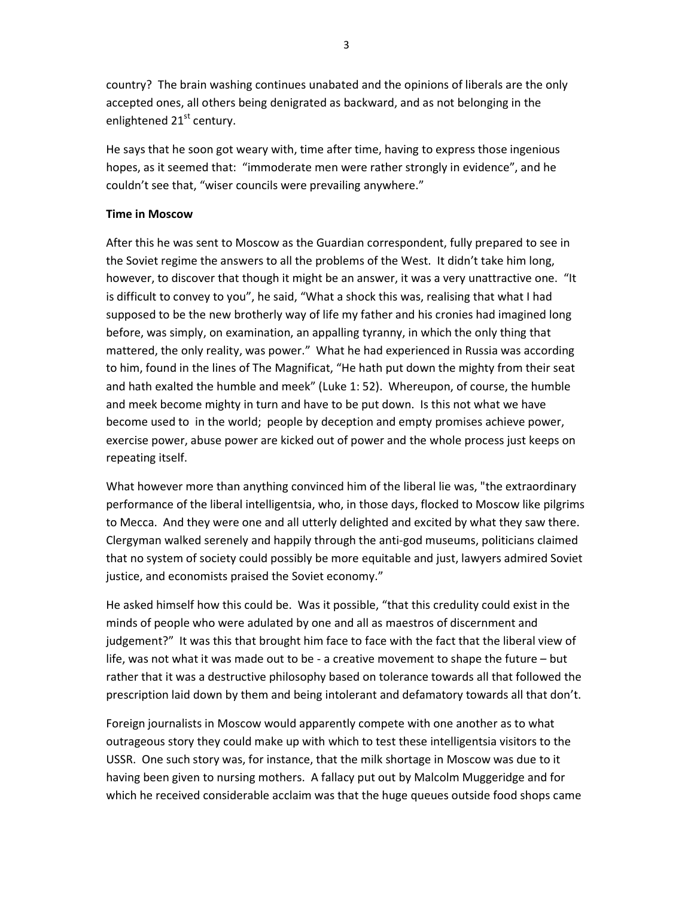country? The brain washing continues unabated and the opinions of liberals are the only accepted ones, all others being denigrated as backward, and as not belonging in the enlightened 21st century.

He says that he soon got weary with, time after time, having to express those ingenious hopes, as it seemed that: "immoderate men were rather strongly in evidence", and he couldn't see that, "wiser councils were prevailing anywhere."

**Time in Moscow**

After this he was sent to Moscow as the Guardian correspondent, fully prepared to see in the Soviet regime the answers to all the problems of the West. It didn't take him long, however, to discover that though it might be an answer, it was a very unattractive one. "It is difficult to convey to you", he said, "What a shock this was, realising that what I had supposed to be the new brotherly way of life my father and his cronies had imagined long before, was simply, on examination, an appalling tyranny, in which the only thing that mattered, the only reality, was power." What he had experienced in Russia was according to him, found in the lines of The Magnificat, "He hath put down the mighty from their seat and hath exalted the humble and meek" (Luke 1: 52). Whereupon, of course, the humble and meek become mighty in turn and have to be put down. Is this not what we have become used to in the world; people by deception and empty promises achieve power, exercise power, abuse power are kicked out of power and the whole process just keeps on repeating itself.

What however more than anything convinced him of the liberal lie was, "the extraordinary performance of the liberal intelligentsia, who, in those days, flocked to Moscow like pilgrims to Mecca. And they were one and all utterly delighted and excited by what they saw there. Clergyman walked serenely and happily through the anti-god museums, politicians claimed that no system of society could possibly be more equitable and just, lawyers admired Soviet justice, and economists praised the Soviet economy."

He asked himself how this could be. Was it possible, "that this credulity could exist in the minds of people who were adulated by one and all as maestros of discernment and judgement?" It was this that brought him face to face with the fact that the liberal view of life, was not what it was made out to be - a creative movement to shape the future – but rather that it was a destructive philosophy based on tolerance towards all that followed the prescription laid down by them and being intolerant and defamatory towards all that don't.

Foreign journalists in Moscow would apparently compete with one another as to what outrageous story they could make up with which to test these intelligentsia visitors to the USSR. One such story was, for instance, that the milk shortage in Moscow was due to it having been given to nursing mothers. A fallacy put out by Malcolm Muggeridge and for which he received considerable acclaim was that the huge queues outside food shops came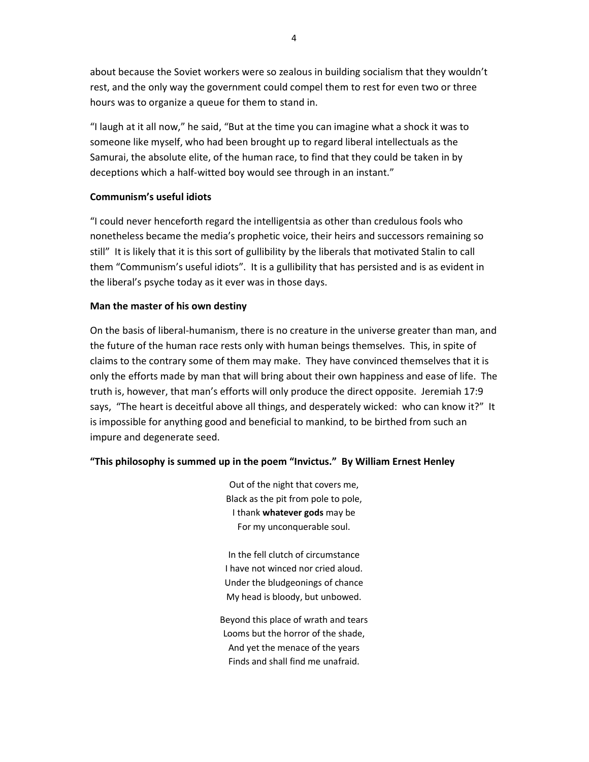about because the Soviet workers were so zealous in building socialism that they wouldn't rest, and the only way the government could compel them to rest for even two or three hours was to organize a queue for them to stand in.

"I laugh at it all now," he said, "But at the time you can imagine what a shock it was to someone like myself, who had been brought up to regard liberal intellectuals as the Samurai, the absolute elite, of the human race, to find that they could be taken in by deceptions which a half-witted boy would see through in an instant."

**Communism's useful idiots**

"I could never henceforth regard the intelligentsia as other than credulous fools who nonetheless became the media's prophetic voice, their heirs and successors remaining so still" It is likely that it is this sort of gullibility by the liberals that motivated Stalin to call them "Communism's useful idiots". It is a gullibility that has persisted and is as evident in the liberal's psyche today as it ever was in those days.

**Man the master of his own destiny**

On the basis of liberal-humanism, there is no creature in the universe greater than man, and the future of the human race rests only with human beings themselves. This, in spite of claims to the contrary some of them may make. They have convinced themselves that it is only the efforts made by man that will bring about their own happiness and ease of life. The truth is, however, that man's efforts will only produce the direct opposite. Jeremiah 17:9 says, "The heart is deceitful above all things, and desperately wicked: who can know it?" It is impossible for anything good and beneficial to mankind, to be birthed from such an impure and degenerate seed.

**"This philosophy is summed up in the poem "Invictus." By William Ernest Henley**

Out of the night that covers me,
Black as the pit from pole to pole,
I thank **whatever gods** may be
For my unconquerable soul.

In the fell clutch of circumstance
I have not winced nor cried aloud.
Under the bludgeonings of chance
My head is bloody, but unbowed.

Beyond this place of wrath and tears
Looms but the horror of the shade,
And yet the menace of the years
Finds and shall find me unafraid.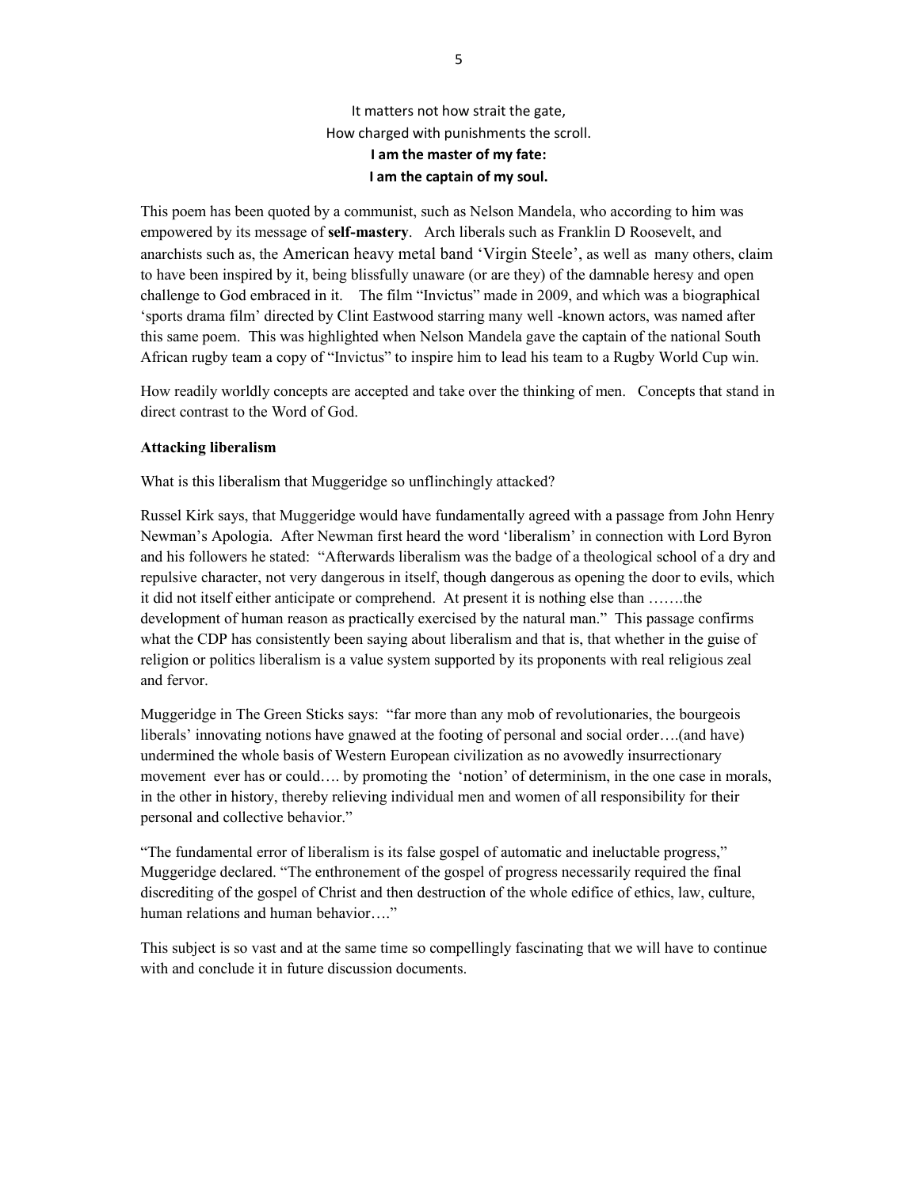It matters not how strait the gate,
How charged with punishments the scroll.
**I am the master of my fate:**
**I am the captain of my soul.**

This poem has been quoted by a communist, such as Nelson Mandela, who according to him was empowered by its message of **self-mastery**. Arch liberals such as Franklin D Roosevelt, and anarchists such as, the American heavy metal band 'Virgin Steele', as well as many others, claim to have been inspired by it, being blissfully unaware (or are they) of the damnable heresy and open challenge to God embraced in it. The film "Invictus" made in 2009, and which was a biographical 'sports drama film' directed by Clint Eastwood starring many well -known actors, was named after this same poem. This was highlighted when Nelson Mandela gave the captain of the national South African rugby team a copy of "Invictus" to inspire him to lead his team to a Rugby World Cup win.

How readily worldly concepts are accepted and take over the thinking of men. Concepts that stand in direct contrast to the Word of God.

**Attacking liberalism**

What is this liberalism that Muggeridge so unflinchingly attacked?

Russel Kirk says, that Muggeridge would have fundamentally agreed with a passage from John Henry Newman's Apologia. After Newman first heard the word 'liberalism' in connection with Lord Byron and his followers he stated: "Afterwards liberalism was the badge of a theological school of a dry and repulsive character, not very dangerous in itself, though dangerous as opening the door to evils, which it did not itself either anticipate or comprehend. At present it is nothing else than …….the development of human reason as practically exercised by the natural man." This passage confirms what the CDP has consistently been saying about liberalism and that is, that whether in the guise of religion or politics liberalism is a value system supported by its proponents with real religious zeal and fervor.

Muggeridge in The Green Sticks says: "far more than any mob of revolutionaries, the bourgeois liberals' innovating notions have gnawed at the footing of personal and social order….(and have) undermined the whole basis of Western European civilization as no avowedly insurrectionary movement ever has or could…. by promoting the 'notion' of determinism, in the one case in morals, in the other in history, thereby relieving individual men and women of all responsibility for their personal and collective behavior."

"The fundamental error of liberalism is its false gospel of automatic and ineluctable progress," Muggeridge declared. "The enthronement of the gospel of progress necessarily required the final discrediting of the gospel of Christ and then destruction of the whole edifice of ethics, law, culture, human relations and human behavior…."

This subject is so vast and at the same time so compellingly fascinating that we will have to continue with and conclude it in future discussion documents.